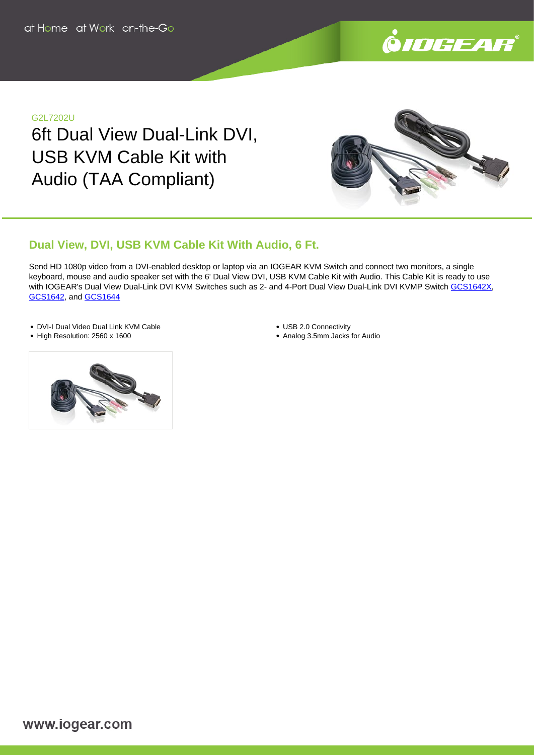G2L7202U

# 6ft Dual View Dual-Link DVI, USB KVM Cable Kit with Audio (TAA Compliant)

## Dual View, DVI, USB KVM Cable Kit With Audio, 6 Ft.

Send HD 1080p video from a DVI-enabled desktop or laptop via an IOGEAR KVM Switch and connect two monitors, a single keyboard, mouse and audio speaker set with the 6' Dual View DVI, USB KVM Cable Kit with Audio. This Cable Kit is ready to use with IOGEAR's Dual View Dual-Link DVI KVM Switches such as 2- and 4-Port Dual View Dual-Link DVI KVMP Switch GCS1642X, GCS1642, and GCS1644

- DVI-I Dual Video Dual Link KVM Cable
- High Resolution: 2560 x 1600
- USB 2.0 Connectivity
- Analog 3.5mm Jacks for Audio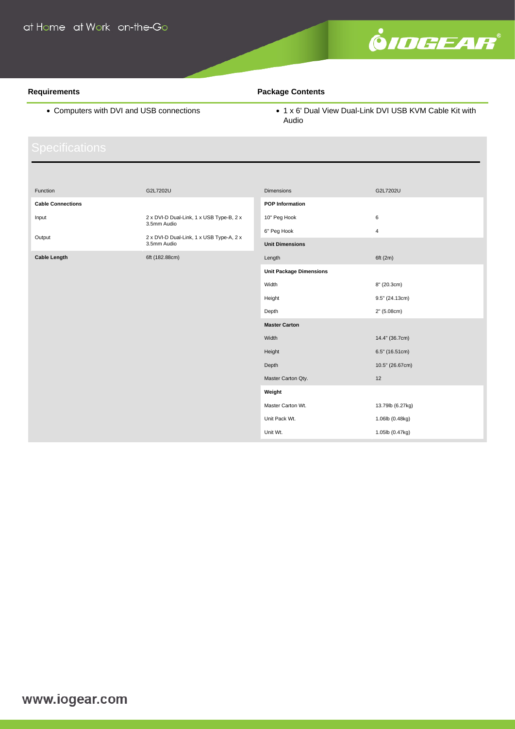## Requirements

- Computers with DVI and USB connections

## Package Contents

- 1 x 6' Dual View Dual-Link DVI USB KVM Cable Kit with Audio

## Specifications

| Function | G2L7202U |
|---|---|
| **Cable Connections** | |
| Input | 2 x DVI-D Dual-Link, 1 x USB Type-B, 2 x 3.5mm Audio |
| Output | 2 x DVI-D Dual-Link, 1 x USB Type-A, 2 x 3.5mm Audio |
| **Cable Length** | 6ft (182.88cm) |

| Dimensions | G2L7202U |
|---|---|
| **POP Information** | |
| 10" Peg Hook | 6 |
| 6" Peg Hook | 4 |
| **Unit Dimensions** | |
| Length | 6ft (2m) |
| **Unit Package Dimensions** | |
| Width | 8" (20.3cm) |
| Height | 9.5" (24.13cm) |
| Depth | 2" (5.08cm) |
| **Master Carton** | |
| Width | 14.4" (36.7cm) |
| Height | 6.5" (16.51cm) |
| Depth | 10.5" (26.67cm) |
| Master Carton Qty. | 12 |
| **Weight** | |
| Master Carton Wt. | 13.79lb (6.27kg) |
| Unit Pack Wt. | 1.06lb (0.48kg) |
| Unit Wt. | 1.05lb (0.47kg) |

www.iogear.com